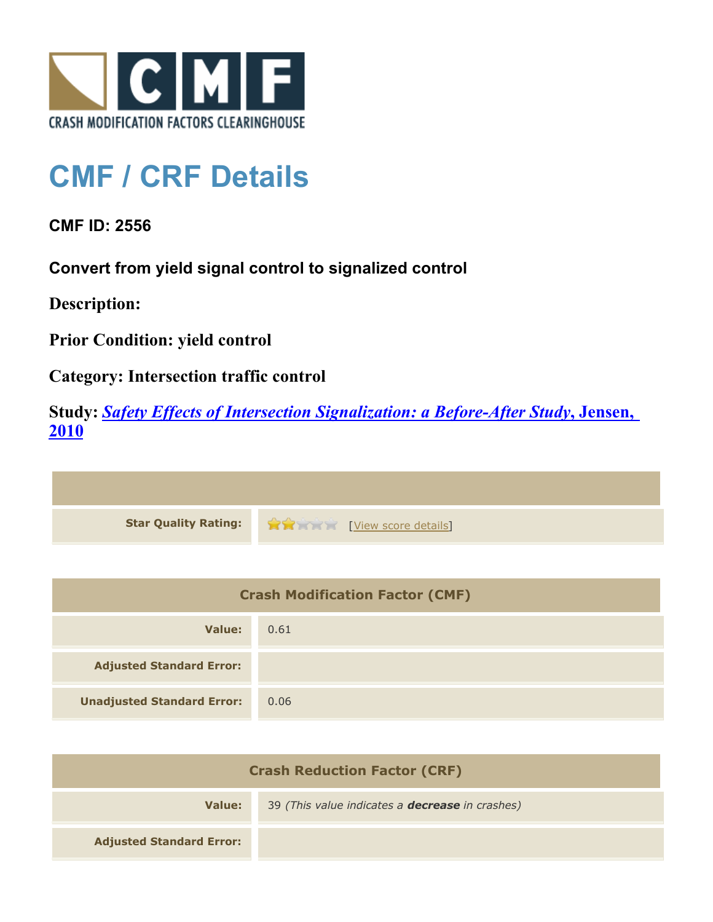CRASH MODIFICATION FACTORS CLEARINGHOUSE

# CMF / CRF Details

### CMF ID: 2556

### Convert from yield signal control to signalized control

**Description:**

**Prior Condition: yield control**

**Category: Intersection traffic control**

**Study:** ***Safety Effects of Intersection Signalization: a Before-After Study*, Jensen, 2010**

| | |
|---|---|
| **Star Quality Rating:** | ★★☆☆☆ [View score details] |

| Crash Modification Factor (CMF) | |
|---|---|
| **Value:** | 0.61 |
| **Adjusted Standard Error:** | |
| **Unadjusted Standard Error:** | 0.06 |

| Crash Reduction Factor (CRF) | |
|---|---|
| **Value:** | 39 *(This value indicates a **decrease** in crashes)* |
| **Adjusted Standard Error:** | |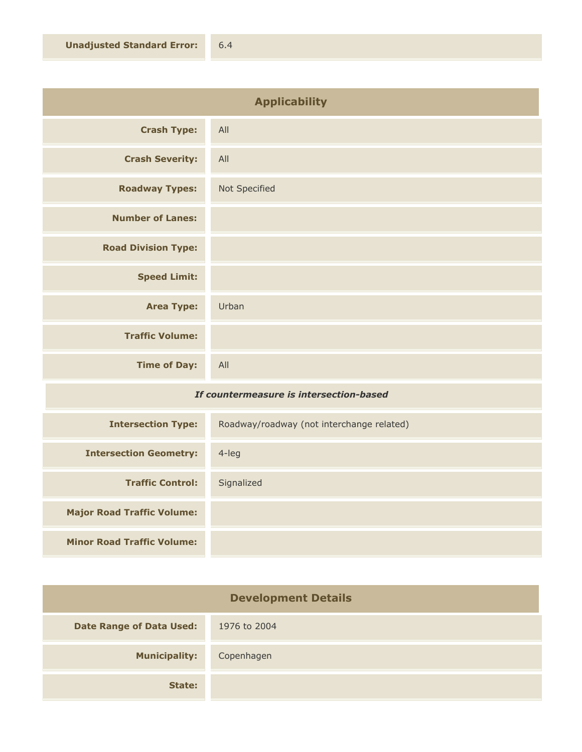| | |
|---|---|
| **Unadjusted Standard Error:** | 6.4 |

## Applicability

| | |
|---|---|
| **Crash Type:** | All |
| **Crash Severity:** | All |
| **Roadway Types:** | Not Specified |
| **Number of Lanes:** | |
| **Road Division Type:** | |
| **Speed Limit:** | |
| **Area Type:** | Urban |
| **Traffic Volume:** | |
| **Time of Day:** | All |

***If countermeasure is intersection-based***

| | |
|---|---|
| **Intersection Type:** | Roadway/roadway (not interchange related) |
| **Intersection Geometry:** | 4-leg |
| **Traffic Control:** | Signalized |
| **Major Road Traffic Volume:** | |
| **Minor Road Traffic Volume:** | |

## Development Details

| | |
|---|---|
| **Date Range of Data Used:** | 1976 to 2004 |
| **Municipality:** | Copenhagen |
| **State:** | |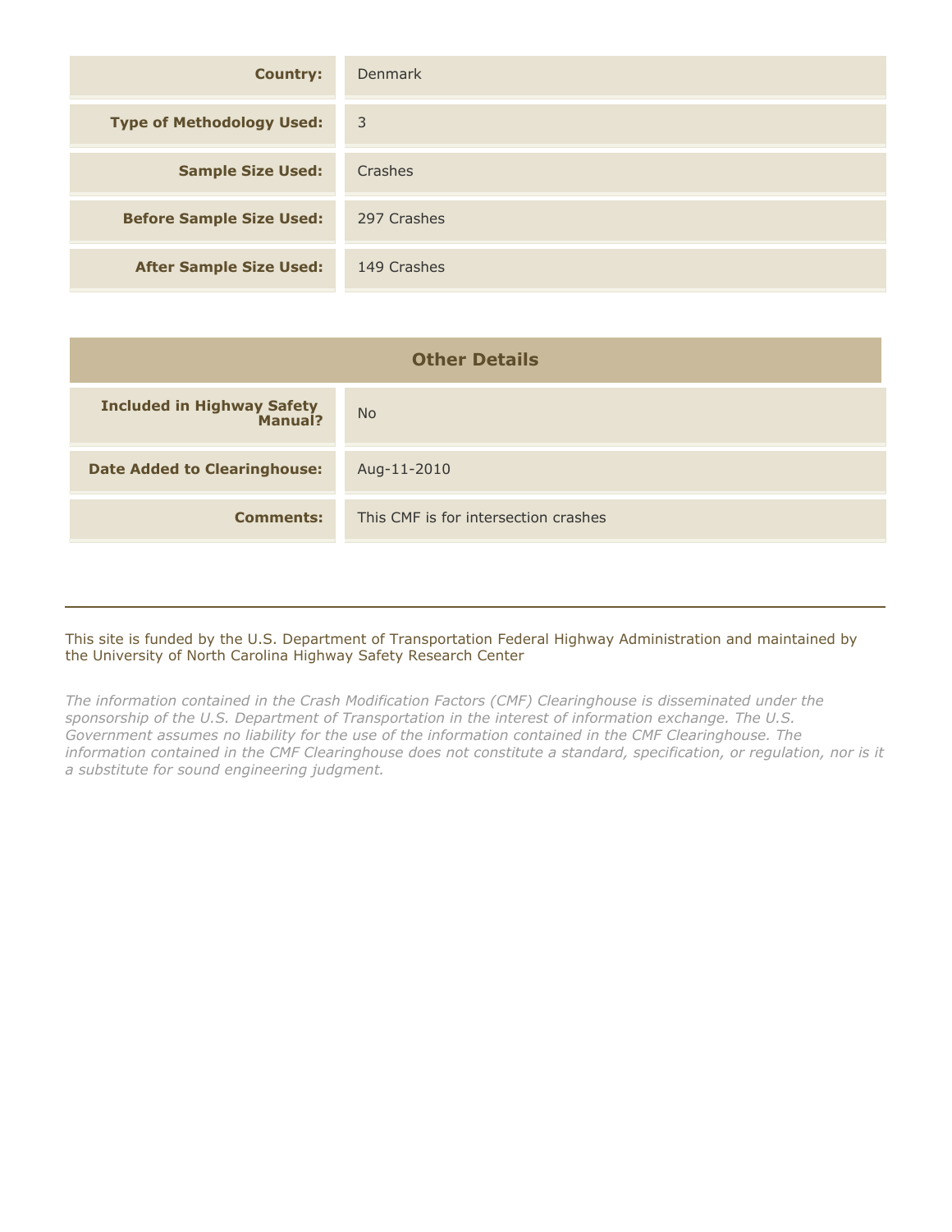| | |
|---|---|
| **Country:** | Denmark |
| **Type of Methodology Used:** | 3 |
| **Sample Size Used:** | Crashes |
| **Before Sample Size Used:** | 297 Crashes |
| **After Sample Size Used:** | 149 Crashes |

## Other Details

| | |
|---|---|
| **Included in Highway Safety Manual?** | No |
| **Date Added to Clearinghouse:** | Aug-11-2010 |
| **Comments:** | This CMF is for intersection crashes |

---

This site is funded by the U.S. Department of Transportation Federal Highway Administration and maintained by the University of North Carolina Highway Safety Research Center

*The information contained in the Crash Modification Factors (CMF) Clearinghouse is disseminated under the sponsorship of the U.S. Department of Transportation in the interest of information exchange. The U.S. Government assumes no liability for the use of the information contained in the CMF Clearinghouse. The information contained in the CMF Clearinghouse does not constitute a standard, specification, or regulation, nor is it a substitute for sound engineering judgment.*